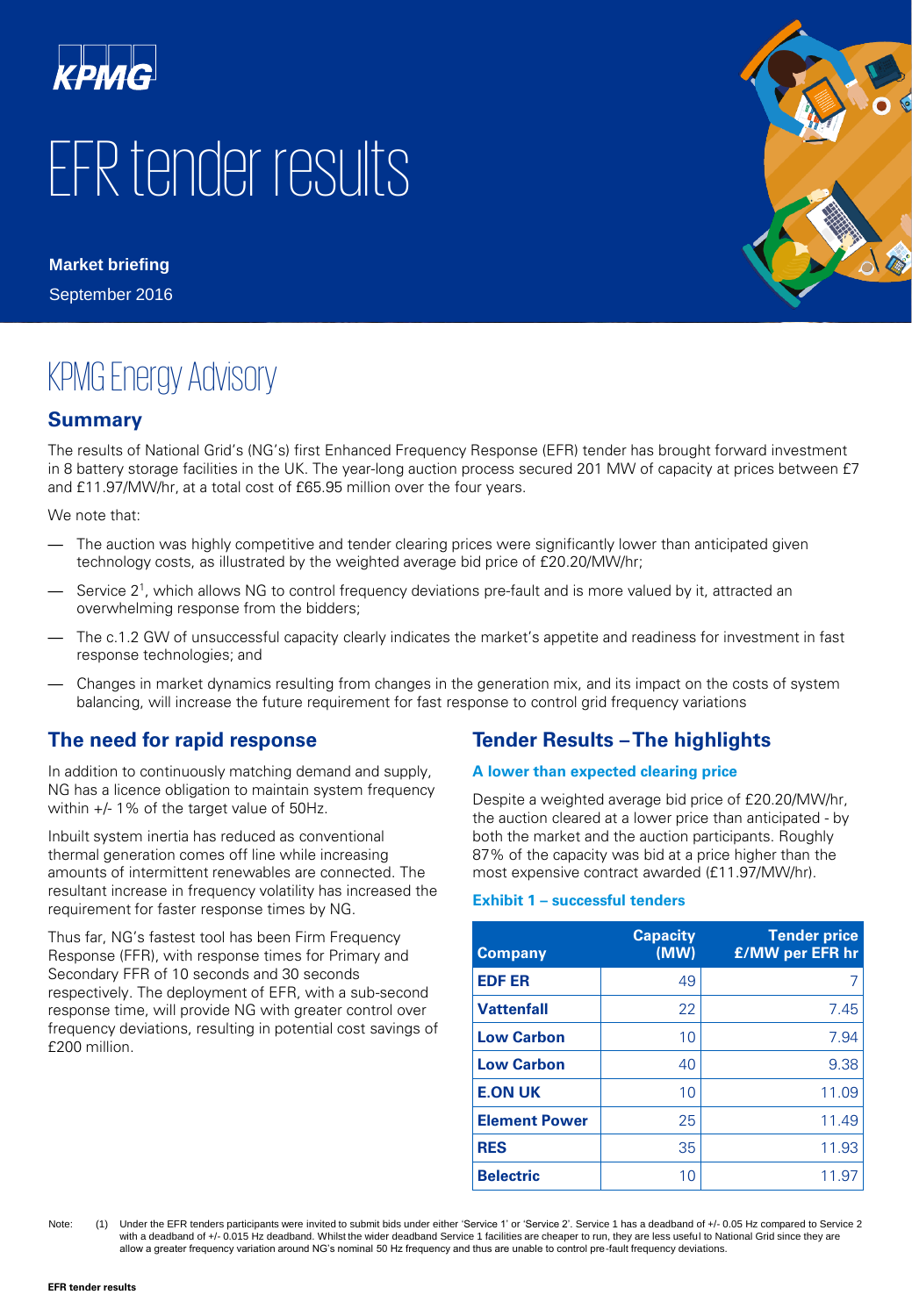KPMG

# EFR tender results

**Market briefing**

September 2016

## KPMG Energy Advisory

### Summary

The results of National Grid's (NG's) first Enhanced Frequency Response (EFR) tender has brought forward investment in 8 battery storage facilities in the UK. The year-long auction process secured 201 MW of capacity at prices between £7 and £11.97/MW/hr, at a total cost of £65.95 million over the four years.

We note that:

- The auction was highly competitive and tender clearing prices were significantly lower than anticipated given technology costs, as illustrated by the weighted average bid price of £20.20/MW/hr;
- Service 2[1], which allows NG to control frequency deviations pre-fault and is more valued by it, attracted an overwhelming response from the bidders;
- The c.1.2 GW of unsuccessful capacity clearly indicates the market's appetite and readiness for investment in fast response technologies; and
- Changes in market dynamics resulting from changes in the generation mix, and its impact on the costs of system balancing, will increase the future requirement for fast response to control grid frequency variations

### The need for rapid response

In addition to continuously matching demand and supply, NG has a licence obligation to maintain system frequency within +/- 1% of the target value of 50Hz.

Inbuilt system inertia has reduced as conventional thermal generation comes off line while increasing amounts of intermittent renewables are connected. The resultant increase in frequency volatility has increased the requirement for faster response times by NG.

Thus far, NG's fastest tool has been Firm Frequency Response (FFR), with response times for Primary and Secondary FFR of 10 seconds and 30 seconds respectively. The deployment of EFR, with a sub-second response time, will provide NG with greater control over frequency deviations, resulting in potential cost savings of £200 million.

### Tender Results – The highlights

**A lower than expected clearing price**

Despite a weighted average bid price of £20.20/MW/hr, the auction cleared at a lower price than anticipated - by both the market and the auction participants. Roughly 87% of the capacity was bid at a price higher than the most expensive contract awarded (£11.97/MW/hr).

**Exhibit 1 – successful tenders**

| Company | Capacity (MW) | Tender price £/MW per EFR hr |
|---|---|---|
| **EDF ER** | 49 | 7 |
| **Vattenfall** | 22 | 7.45 |
| **Low Carbon** | 10 | 7.94 |
| **Low Carbon** | 40 | 9.38 |
| **E.ON UK** | 10 | 11.09 |
| **Element Power** | 25 | 11.49 |
| **RES** | 35 | 11.93 |
| **Belectric** | 10 | 11.97 |

Note: (1) Under the EFR tenders participants were invited to submit bids under either 'Service 1' or 'Service 2'. Service 1 has a deadband of +/- 0.05 Hz compared to Service 2 with a deadband of +/- 0.015 Hz deadband. Whilst the wider deadband Service 1 facilities are cheaper to run, they are less useful to National Grid since they are allow a greater frequency variation around NG's nominal 50 Hz frequency and thus are unable to control pre-fault frequency deviations.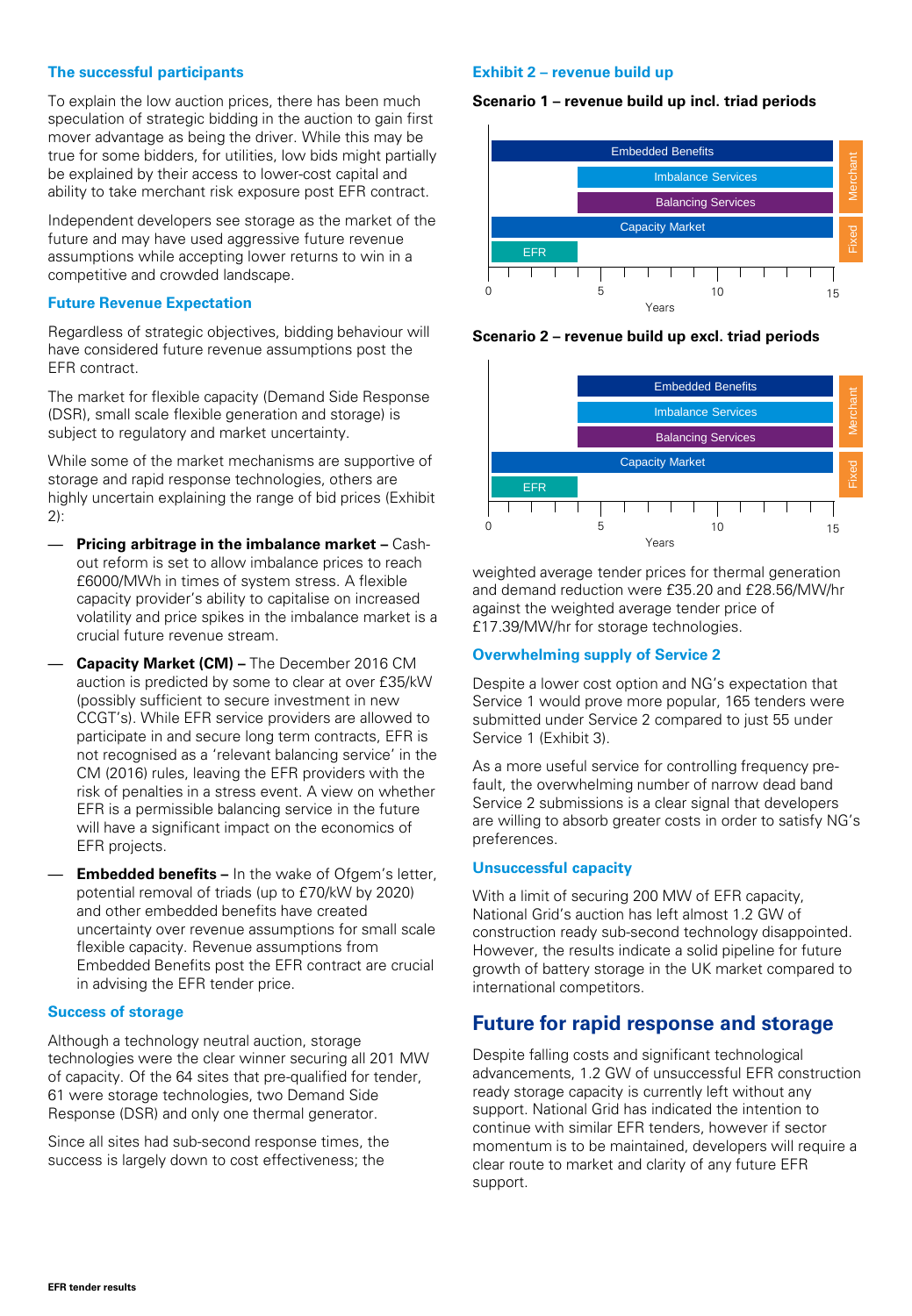### The successful participants

To explain the low auction prices, there has been much speculation of strategic bidding in the auction to gain first mover advantage as being the driver. While this may be true for some bidders, for utilities, low bids might partially be explained by their access to lower-cost capital and ability to take merchant risk exposure post EFR contract.

Independent developers see storage as the market of the future and may have used aggressive future revenue assumptions while accepting lower returns to win in a competitive and crowded landscape.

### Future Revenue Expectation

Regardless of strategic objectives, bidding behaviour will have considered future revenue assumptions post the EFR contract.

The market for flexible capacity (Demand Side Response (DSR), small scale flexible generation and storage) is subject to regulatory and market uncertainty.

While some of the market mechanisms are supportive of storage and rapid response technologies, others are highly uncertain explaining the range of bid prices (Exhibit 2):

- **Pricing arbitrage in the imbalance market –** Cash-out reform is set to allow imbalance prices to reach £6000/MWh in times of system stress. A flexible capacity provider's ability to capitalise on increased volatility and price spikes in the imbalance market is a crucial future revenue stream.
- **Capacity Market (CM) –** The December 2016 CM auction is predicted by some to clear at over £35/kW (possibly sufficient to secure investment in new CCGT's). While EFR service providers are allowed to participate in and secure long term contracts, EFR is not recognised as a 'relevant balancing service' in the CM (2016) rules, leaving the EFR providers with the risk of penalties in a stress event. A view on whether EFR is a permissible balancing service in the future will have a significant impact on the economics of EFR projects.
- **Embedded benefits –** In the wake of Ofgem's letter, potential removal of triads (up to £70/kW by 2020) and other embedded benefits have created uncertainty over revenue assumptions for small scale flexible capacity. Revenue assumptions from Embedded Benefits post the EFR contract are crucial in advising the EFR tender price.

### Success of storage

Although a technology neutral auction, storage technologies were the clear winner securing all 201 MW of capacity. Of the 64 sites that pre-qualified for tender, 61 were storage technologies, two Demand Side Response (DSR) and only one thermal generator.

Since all sites had sub-second response times, the success is largely down to cost effectiveness; the weighted average tender prices for thermal generation and demand reduction were £35.20 and £28.56/MW/hr against the weighted average tender price of £17.39/MW/hr for storage technologies.

### Exhibit 2 – revenue build up

**Scenario 1 – revenue build up incl. triad periods**

| Revenue stream | Years | Type |
|---|---|---|
| Embedded Benefits | 0–15 | Merchant |
| Imbalance Services | 4–15 | Merchant |
| Balancing Services | 4–15 | Merchant |
| Capacity Market | 0–15 | Fixed |
| EFR | 0–4 | Fixed |

**Scenario 2 – revenue build up excl. triad periods**

| Revenue stream | Years | Type |
|---|---|---|
| Embedded Benefits | 4–15 | Merchant |
| Imbalance Services | 4–15 | Merchant |
| Balancing Services | 4–15 | Merchant |
| Capacity Market | 0–15 | Fixed |
| EFR | 0–4 | Fixed |

### Overwhelming supply of Service 2

Despite a lower cost option and NG's expectation that Service 1 would prove more popular, 165 tenders were submitted under Service 2 compared to just 55 under Service 1 (Exhibit 3).

As a more useful service for controlling frequency pre-fault, the overwhelming number of narrow dead band Service 2 submissions is a clear signal that developers are willing to absorb greater costs in order to satisfy NG's preferences.

### Unsuccessful capacity

With a limit of securing 200 MW of EFR capacity, National Grid's auction has left almost 1.2 GW of construction ready sub-second technology disappointed. However, the results indicate a solid pipeline for future growth of battery storage in the UK market compared to international competitors.

## Future for rapid response and storage

Despite falling costs and significant technological advancements, 1.2 GW of unsuccessful EFR construction ready storage capacity is currently left without any support. National Grid has indicated the intention to continue with similar EFR tenders, however if sector momentum is to be maintained, developers will require a clear route to market and clarity of any future EFR support.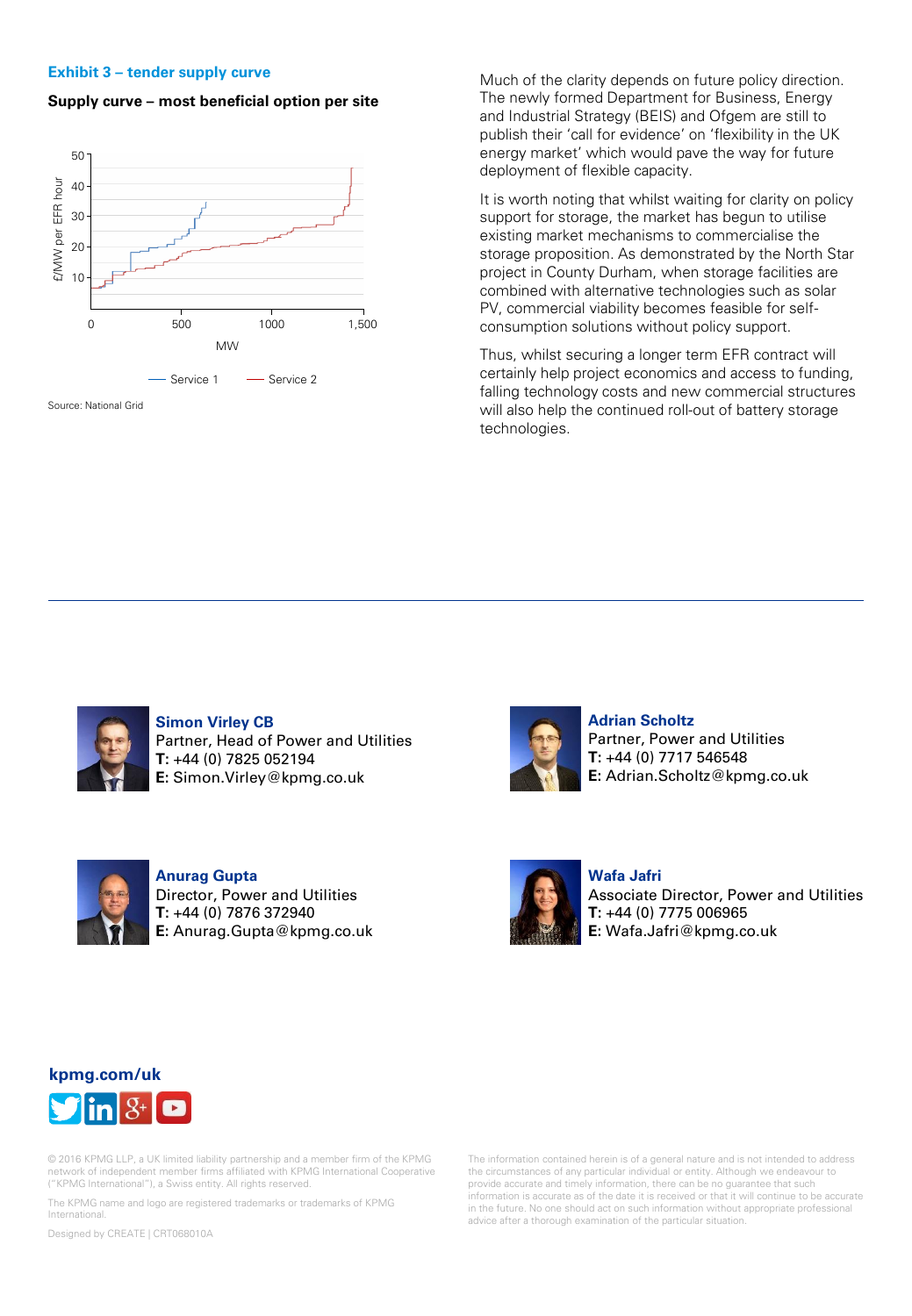### Exhibit 3 – tender supply curve

**Supply curve – most beneficial option per site**

£/MW per EFR hour

50
40
30
20
10

0
500
1000
1,500

MW

Service 1
Service 2

Source: National Grid

Much of the clarity depends on future policy direction. The newly formed Department for Business, Energy and Industrial Strategy (BEIS) and Ofgem are still to publish their 'call for evidence' on 'flexibility in the UK energy market' which would pave the way for future deployment of flexible capacity.

It is worth noting that whilst waiting for clarity on policy support for storage, the market has begun to utilise existing market mechanisms to commercialise the storage proposition. As demonstrated by the North Star project in County Durham, when storage facilities are combined with alternative technologies such as solar PV, commercial viability becomes feasible for self-consumption solutions without policy support.

Thus, whilst securing a longer term EFR contract will certainly help project economics and access to funding, falling technology costs and new commercial structures will also help the continued roll-out of battery storage technologies.

---

**Simon Virley CB**
Partner, Head of Power and Utilities
**T:** +44 (0) 7825 052194
**E:** Simon.Virley@kpmg.co.uk

**Adrian Scholtz**
Partner, Power and Utilities
**T:** +44 (0) 7717 546548
**E:** Adrian.Scholtz@kpmg.co.uk

**Anurag Gupta**
Director, Power and Utilities
**T:** +44 (0) 7876 372940
**E:** Anurag.Gupta@kpmg.co.uk

**Wafa Jafri**
Associate Director, Power and Utilities
**T:** +44 (0) 7775 006965
**E:** Wafa.Jafri@kpmg.co.uk

**kpmg.com/uk**

© 2016 KPMG LLP, a UK limited liability partnership and a member firm of the KPMG network of independent member firms affiliated with KPMG International Cooperative ("KPMG International"), a Swiss entity. All rights reserved.

The KPMG name and logo are registered trademarks or trademarks of KPMG International.

Designed by CREATE | CRT068010A

The information contained herein is of a general nature and is not intended to address the circumstances of any particular individual or entity. Although we endeavour to provide accurate and timely information, there can be no guarantee that such information is accurate as of the date it is received or that it will continue to be accurate in the future. No one should act on such information without appropriate professional advice after a thorough examination of the particular situation.